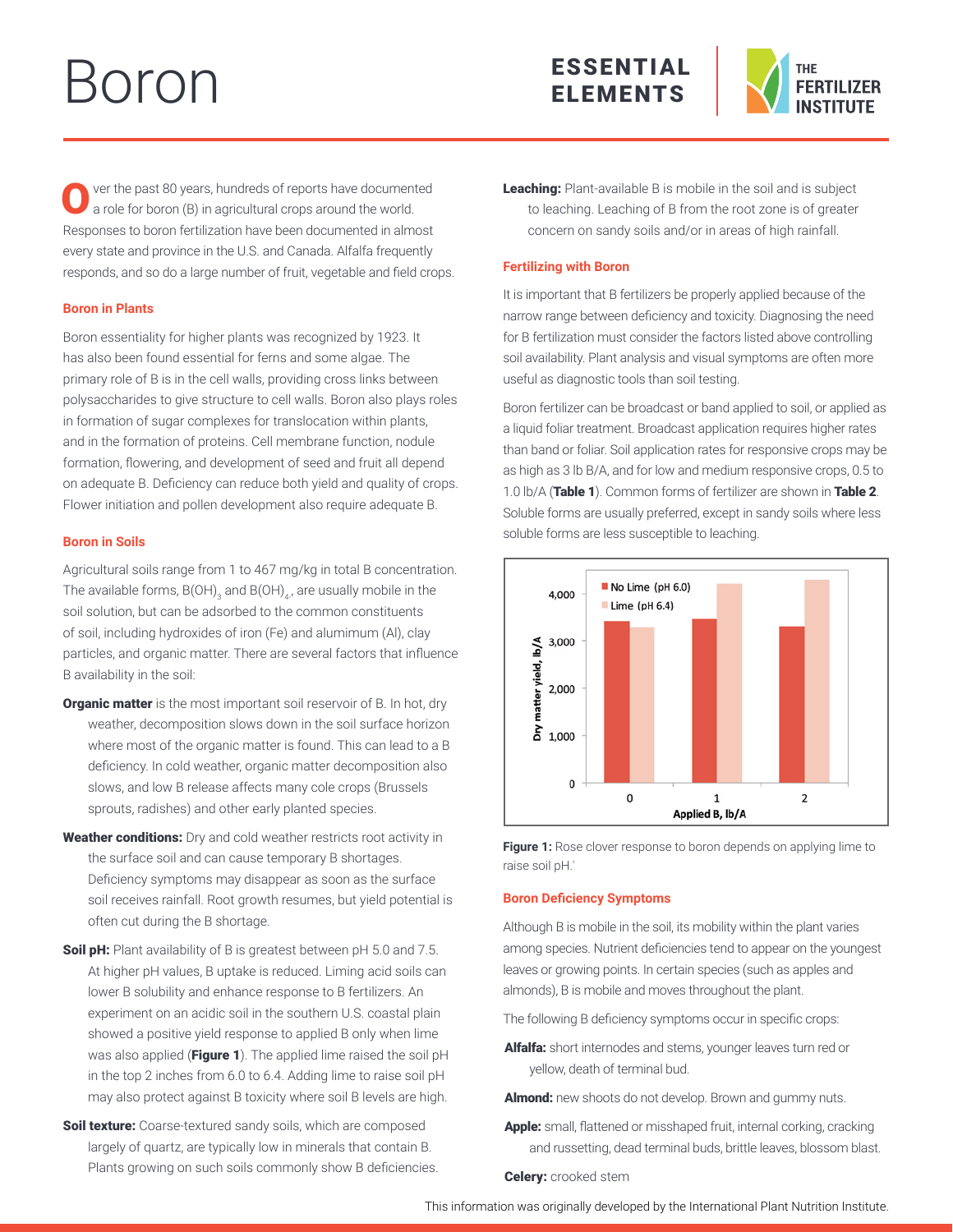# Boron

ESSENTIAL ELEMENTS

Over the past 80 years, hundreds of reports have documented a role for boron (B) in agricultural crops around the world. Responses to boron fertilization have been documented in almost every state and province in the U.S. and Canada. Alfalfa frequently responds, and so do a large number of fruit, vegetable and field crops.

### Boron in Plants

Boron essentiality for higher plants was recognized by 1923. It has also been found essential for ferns and some algae. The primary role of B is in the cell walls, providing cross links between polysaccharides to give structure to cell walls. Boron also plays roles in formation of sugar complexes for translocation within plants, and in the formation of proteins. Cell membrane function, nodule formation, flowering, and development of seed and fruit all depend on adequate B. Deficiency can reduce both yield and quality of crops. Flower initiation and pollen development also require adequate B.

### Boron in Soils

Agricultural soils range from 1 to 467 mg/kg in total B concentration. The available forms, $B(OH)_3$ and $B(OH)_4^-$, are usually mobile in the soil solution, but can be adsorbed to the common constituents of soil, including hydroxides of iron (Fe) and alumimum (Al), clay particles, and organic matter. There are several factors that influence B availability in the soil:

**Organic matter** is the most important soil reservoir of B. In hot, dry weather, decomposition slows down in the soil surface horizon where most of the organic matter is found. This can lead to a B deficiency. In cold weather, organic matter decomposition also slows, and low B release affects many cole crops (Brussels sprouts, radishes) and other early planted species.

**Weather conditions:** Dry and cold weather restricts root activity in the surface soil and can cause temporary B shortages. Deficiency symptoms may disappear as soon as the surface soil receives rainfall. Root growth resumes, but yield potential is often cut during the B shortage.

**Soil pH:** Plant availability of B is greatest between pH 5.0 and 7.5. At higher pH values, B uptake is reduced. Liming acid soils can lower B solubility and enhance response to B fertilizers. An experiment on an acidic soil in the southern U.S. coastal plain showed a positive yield response to applied B only when lime was also applied (**Figure 1**). The applied lime raised the soil pH in the top 2 inches from 6.0 to 6.4. Adding lime to raise soil pH may also protect against B toxicity where soil B levels are high.

**Soil texture:** Coarse-textured sandy soils, which are composed largely of quartz, are typically low in minerals that contain B. Plants growing on such soils commonly show B deficiencies.

**Leaching:** Plant-available B is mobile in the soil and is subject to leaching. Leaching of B from the root zone is of greater concern on sandy soils and/or in areas of high rainfall.

### Fertilizing with Boron

It is important that B fertilizers be properly applied because of the narrow range between deficiency and toxicity. Diagnosing the need for B fertilization must consider the factors listed above controlling soil availability. Plant analysis and visual symptoms are often more useful as diagnostic tools than soil testing.

Boron fertilizer can be broadcast or band applied to soil, or applied as a liquid foliar treatment. Broadcast application requires higher rates than band or foliar. Soil application rates for responsive crops may be as high as 3 lb B/A, and for low and medium responsive crops, 0.5 to 1.0 lb/A (**Table 1**). Common forms of fertilizer are shown in **Table 2**. Soluble forms are usually preferred, except in sandy soils where less soluble forms are less susceptible to leaching.

**Figure 1:** Rose clover response to boron depends on applying lime to raise soil pH.[1]

### Boron Deficiency Symptoms

Although B is mobile in the soil, its mobility within the plant varies among species. Nutrient deficiencies tend to appear on the youngest leaves or growing points. In certain species (such as apples and almonds), B is mobile and moves throughout the plant.

The following B deficiency symptoms occur in specific crops:

**Alfalfa:** short internodes and stems, younger leaves turn red or yellow, death of terminal bud.

**Almond:** new shoots do not develop. Brown and gummy nuts.

**Apple:** small, flattened or misshaped fruit, internal corking, cracking and russetting, dead terminal buds, brittle leaves, blossom blast.

**Celery:** crooked stem

This information was originally developed by the International Plant Nutrition Institute.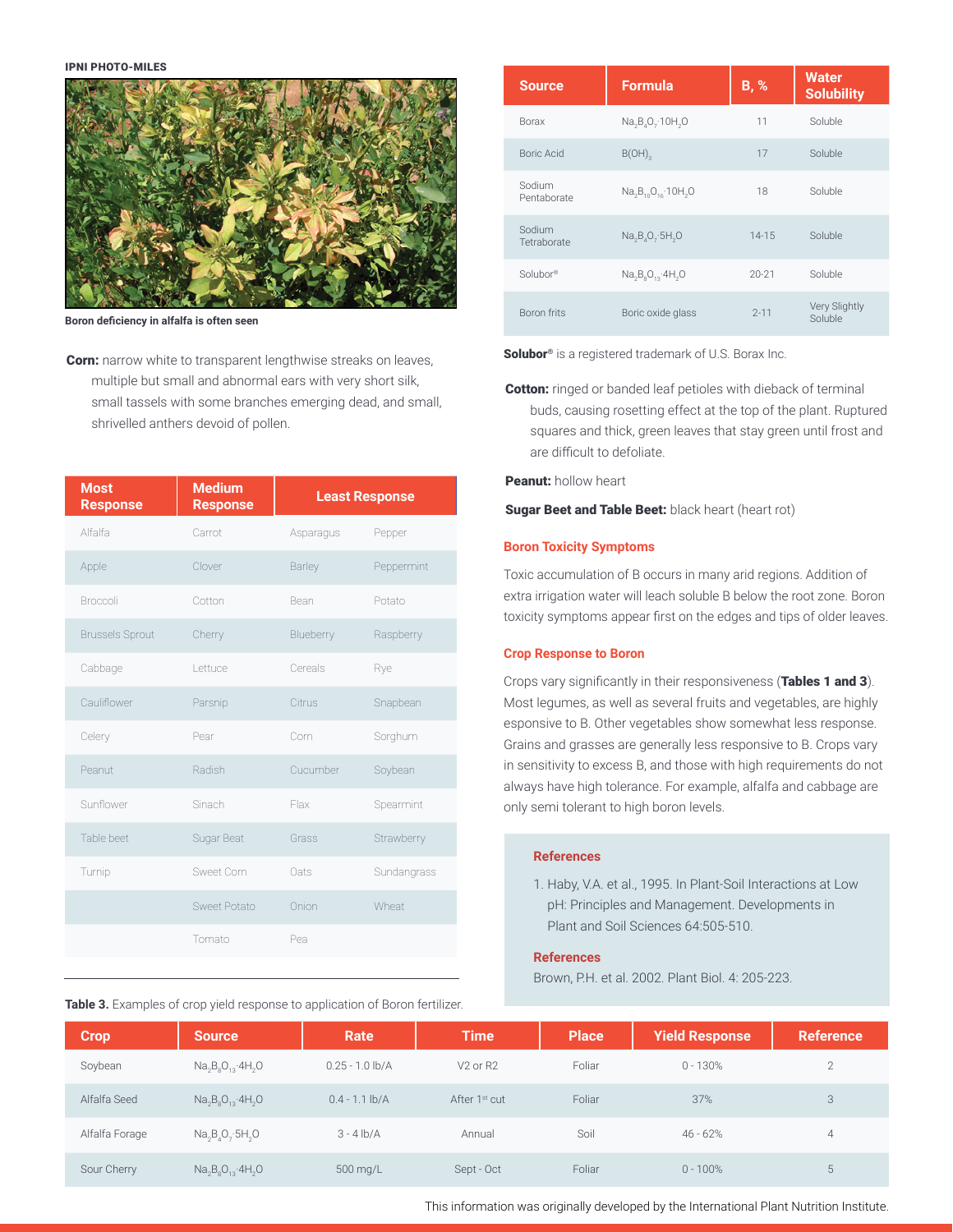IPNI PHOTO-MILES

Boron deficiency in alfalfa is often seen

**Corn:** narrow white to transparent lengthwise streaks on leaves, multiple but small and abnormal ears with very short silk, small tassels with some branches emerging dead, and small, shrivelled anthers devoid of pollen.

| Most Response | Medium Response | Least Response | |
|---|---|---|---|
| Alfalfa | Carrot | Asparagus | Pepper |
| Apple | Clover | Barley | Peppermint |
| Broccoli | Cotton | Bean | Potato |
| Brussels Sprout | Cherry | Blueberry | Raspberry |
| Cabbage | Lettuce | Cereals | Rye |
| Cauliflower | Parsnip | Citrus | Snapbean |
| Celery | Pear | Corn | Sorghum |
| Peanut | Radish | Cucumber | Soybean |
| Sunflower | Sinach | Flax | Spearmint |
| Table beet | Sugar Beat | Grass | Strawberry |
| Turnip | Sweet Corn | Oats | Sundangrass |
| | Sweet Potato | Onion | Wheat |
| | Tomato | Pea | |

| Source | Formula | B, % | Water Solubility |
|---|---|---|---|
| Borax | $Na_2B_4O_7{\cdot}10H_2O$ | 11 | Soluble |
| Boric Acid | $B(OH)_3$ | 17 | Soluble |
| Sodium Pentaborate | $Na_2B_{10}O_{16}{\cdot}10H_2O$ | 18 | Soluble |
| Sodium Tetraborate | $Na_2B_4O_7{\cdot}5H_2O$ | 14-15 | Soluble |
| Solubor® | $Na_2B_8O_{13}{\cdot}4H_2O$ | 20-21 | Soluble |
| Boron frits | Boric oxide glass | 2-11 | Very Slightly Soluble |

**Solubor®** is a registered trademark of U.S. Borax Inc.

**Cotton:** ringed or banded leaf petioles with dieback of terminal buds, causing rosetting effect at the top of the plant. Ruptured squares and thick, green leaves that stay green until frost and are difficult to defoliate.

**Peanut:** hollow heart

**Sugar Beet and Table Beet:** black heart (heart rot)

### Boron Toxicity Symptoms

Toxic accumulation of B occurs in many arid regions. Addition of extra irrigation water will leach soluble B below the root zone. Boron toxicity symptoms appear first on the edges and tips of older leaves.

### Crop Response to Boron

Crops vary significantly in their responsiveness (**Tables 1 and 3**). Most legumes, as well as several fruits and vegetables, are highly esponsive to B. Other vegetables show somewhat less response. Grains and grasses are generally less responsive to B. Crops vary in sensitivity to excess B, and those with high requirements do not always have high tolerance. For example, alfalfa and cabbage are only semi tolerant to high boron levels.

### References

1. Haby, V.A. et al., 1995. In Plant-Soil Interactions at Low pH: Principles and Management. Developments in Plant and Soil Sciences 64:505-510.

### References

Brown, P.H. et al. 2002. Plant Biol. 4: 205-223.

**Table 3.** Examples of crop yield response to application of Boron fertilizer.

| Crop | Source | Rate | Time | Place | Yield Response | Reference |
|---|---|---|---|---|---|---|
| Soybean | $Na_2B_8O_{13}{\cdot}4H_2O$ | 0.25 - 1.0 lb/A | V2 or R2 | Foliar | 0 - 130% | 2 |
| Alfalfa Seed | $Na_2B_8O_{13}{\cdot}4H_2O$ | 0.4 - 1.1 lb/A | After 1st cut | Foliar | 37% | 3 |
| Alfalfa Forage | $Na_2B_4O_7{\cdot}5H_2O$ | 3 - 4 lb/A | Annual | Soil | 46 - 62% | 4 |
| Sour Cherry | $Na_2B_8O_{13}{\cdot}4H_2O$ | 500 mg/L | Sept - Oct | Foliar | 0 - 100% | 5 |

This information was originally developed by the International Plant Nutrition Institute.